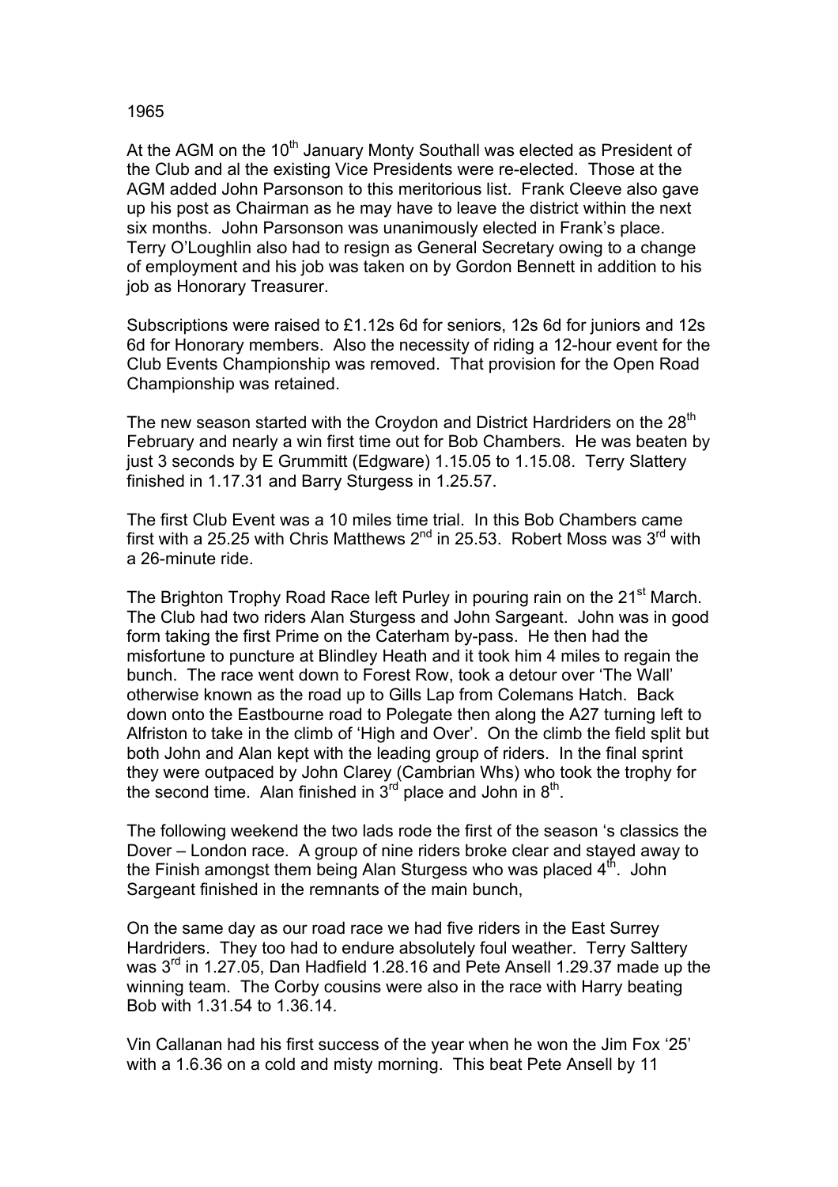1965

At the AGM on the 10th January Monty Southall was elected as President of the Club and al the existing Vice Presidents were re-elected. Those at the AGM added John Parsonson to this meritorious list. Frank Cleeve also gave up his post as Chairman as he may have to leave the district within the next six months. John Parsonson was unanimously elected in Frank's place. Terry O'Loughlin also had to resign as General Secretary owing to a change of employment and his job was taken on by Gordon Bennett in addition to his job as Honorary Treasurer.

Subscriptions were raised to £1.12s 6d for seniors, 12s 6d for juniors and 12s 6d for Honorary members. Also the necessity of riding a 12-hour event for the Club Events Championship was removed. That provision for the Open Road Championship was retained.

The new season started with the Croydon and District Hardriders on the 28th February and nearly a win first time out for Bob Chambers. He was beaten by just 3 seconds by E Grummitt (Edgware) 1.15.05 to 1.15.08. Terry Slattery finished in 1.17.31 and Barry Sturgess in 1.25.57.

The first Club Event was a 10 miles time trial. In this Bob Chambers came first with a 25.25 with Chris Matthews 2nd in 25.53. Robert Moss was 3rd with a 26-minute ride.

The Brighton Trophy Road Race left Purley in pouring rain on the 21st March. The Club had two riders Alan Sturgess and John Sargeant. John was in good form taking the first Prime on the Caterham by-pass. He then had the misfortune to puncture at Blindley Heath and it took him 4 miles to regain the bunch. The race went down to Forest Row, took a detour over 'The Wall' otherwise known as the road up to Gills Lap from Colemans Hatch. Back down onto the Eastbourne road to Polegate then along the A27 turning left to Alfriston to take in the climb of 'High and Over'. On the climb the field split but both John and Alan kept with the leading group of riders. In the final sprint they were outpaced by John Clarey (Cambrian Whs) who took the trophy for the second time. Alan finished in 3rd place and John in 8th.

The following weekend the two lads rode the first of the season 's classics the Dover – London race. A group of nine riders broke clear and stayed away to the Finish amongst them being Alan Sturgess who was placed 4th. John Sargeant finished in the remnants of the main bunch,

On the same day as our road race we had five riders in the East Surrey Hardriders. They too had to endure absolutely foul weather. Terry Salttery was 3rd in 1.27.05, Dan Hadfield 1.28.16 and Pete Ansell 1.29.37 made up the winning team. The Corby cousins were also in the race with Harry beating Bob with 1.31.54 to 1.36.14.

Vin Callanan had his first success of the year when he won the Jim Fox '25' with a 1.6.36 on a cold and misty morning. This beat Pete Ansell by 11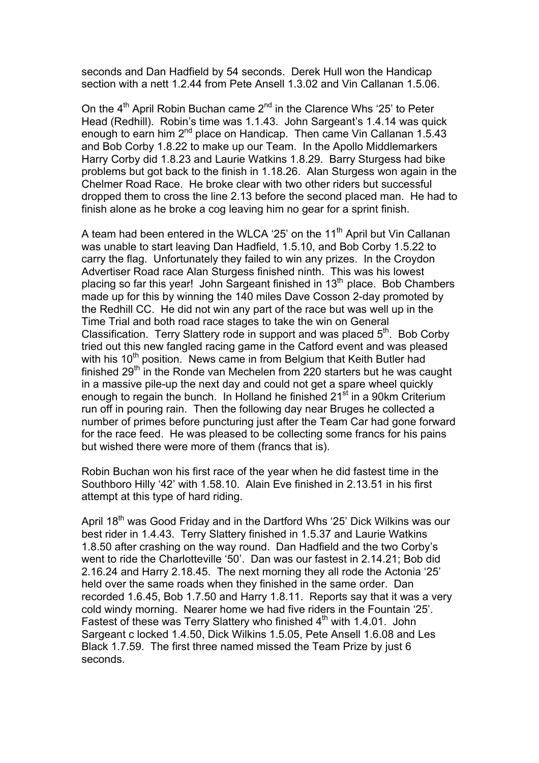seconds and Dan Hadfield by 54 seconds. Derek Hull won the Handicap section with a nett 1.2.44 from Pete Ansell 1.3.02 and Vin Callanan 1.5.06.

On the 4th April Robin Buchan came 2nd in the Clarence Whs '25' to Peter Head (Redhill). Robin's time was 1.1.43. John Sargeant's 1.4.14 was quick enough to earn him 2nd place on Handicap. Then came Vin Callanan 1.5.43 and Bob Corby 1.8.22 to make up our Team. In the Apollo Middlemarkers Harry Corby did 1.8.23 and Laurie Watkins 1.8.29. Barry Sturgess had bike problems but got back to the finish in 1.18.26. Alan Sturgess won again in the Chelmer Road Race. He broke clear with two other riders but successful dropped them to cross the line 2.13 before the second placed man. He had to finish alone as he broke a cog leaving him no gear for a sprint finish.

A team had been entered in the WLCA '25' on the 11th April but Vin Callanan was unable to start leaving Dan Hadfield, 1.5.10, and Bob Corby 1.5.22 to carry the flag. Unfortunately they failed to win any prizes. In the Croydon Advertiser Road race Alan Sturgess finished ninth. This was his lowest placing so far this year! John Sargeant finished in 13th place. Bob Chambers made up for this by winning the 140 miles Dave Cosson 2-day promoted by the Redhill CC. He did not win any part of the race but was well up in the Time Trial and both road race stages to take the win on General Classification. Terry Slattery rode in support and was placed 5th. Bob Corby tried out this new fangled racing game in the Catford event and was pleased with his 10th position. News came in from Belgium that Keith Butler had finished 29th in the Ronde van Mechelen from 220 starters but he was caught in a massive pile-up the next day and could not get a spare wheel quickly enough to regain the bunch. In Holland he finished 21st in a 90km Criterium run off in pouring rain. Then the following day near Bruges he collected a number of primes before puncturing just after the Team Car had gone forward for the race feed. He was pleased to be collecting some francs for his pains but wished there were more of them (francs that is).

Robin Buchan won his first race of the year when he did fastest time in the Southboro Hilly '42' with 1.58.10. Alain Eve finished in 2.13.51 in his first attempt at this type of hard riding.

April 18th was Good Friday and in the Dartford Whs '25' Dick Wilkins was our best rider in 1.4.43. Terry Slattery finished in 1.5.37 and Laurie Watkins 1.8.50 after crashing on the way round. Dan Hadfield and the two Corby's went to ride the Charlotteville '50'. Dan was our fastest in 2.14.21; Bob did 2.16.24 and Harry 2.18.45. The next morning they all rode the Actonia '25' held over the same roads when they finished in the same order. Dan recorded 1.6.45, Bob 1.7.50 and Harry 1.8.11. Reports say that it was a very cold windy morning. Nearer home we had five riders in the Fountain '25'. Fastest of these was Terry Slattery who finished 4th with 1.4.01. John Sargeant c locked 1.4.50, Dick Wilkins 1.5.05, Pete Ansell 1.6.08 and Les Black 1.7.59. The first three named missed the Team Prize by just 6 seconds.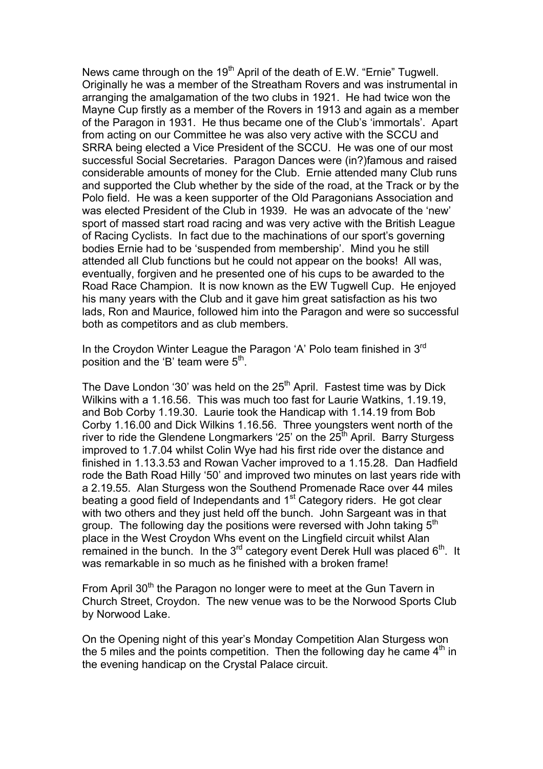News came through on the 19th April of the death of E.W. "Ernie" Tugwell. Originally he was a member of the Streatham Rovers and was instrumental in arranging the amalgamation of the two clubs in 1921. He had twice won the Mayne Cup firstly as a member of the Rovers in 1913 and again as a member of the Paragon in 1931. He thus became one of the Club's 'immortals'. Apart from acting on our Committee he was also very active with the SCCU and SRRA being elected a Vice President of the SCCU. He was one of our most successful Social Secretaries. Paragon Dances were (in?)famous and raised considerable amounts of money for the Club. Ernie attended many Club runs and supported the Club whether by the side of the road, at the Track or by the Polo field. He was a keen supporter of the Old Paragonians Association and was elected President of the Club in 1939. He was an advocate of the 'new' sport of massed start road racing and was very active with the British League of Racing Cyclists. In fact due to the machinations of our sport's governing bodies Ernie had to be 'suspended from membership'. Mind you he still attended all Club functions but he could not appear on the books! All was, eventually, forgiven and he presented one of his cups to be awarded to the Road Race Champion. It is now known as the EW Tugwell Cup. He enjoyed his many years with the Club and it gave him great satisfaction as his two lads, Ron and Maurice, followed him into the Paragon and were so successful both as competitors and as club members.

In the Croydon Winter League the Paragon 'A' Polo team finished in 3rd position and the 'B' team were 5th.

The Dave London '30' was held on the 25th April. Fastest time was by Dick Wilkins with a 1.16.56. This was much too fast for Laurie Watkins, 1.19.19, and Bob Corby 1.19.30. Laurie took the Handicap with 1.14.19 from Bob Corby 1.16.00 and Dick Wilkins 1.16.56. Three youngsters went north of the river to ride the Glendene Longmarkers '25' on the 25th April. Barry Sturgess improved to 1.7.04 whilst Colin Wye had his first ride over the distance and finished in 1.13.3.53 and Rowan Vacher improved to a 1.15.28. Dan Hadfield rode the Bath Road Hilly '50' and improved two minutes on last years ride with a 2.19.55. Alan Sturgess won the Southend Promenade Race over 44 miles beating a good field of Independants and 1st Category riders. He got clear with two others and they just held off the bunch. John Sargeant was in that group. The following day the positions were reversed with John taking 5th place in the West Croydon Whs event on the Lingfield circuit whilst Alan remained in the bunch. In the 3rd category event Derek Hull was placed 6th. It was remarkable in so much as he finished with a broken frame!

From April 30th the Paragon no longer were to meet at the Gun Tavern in Church Street, Croydon. The new venue was to be the Norwood Sports Club by Norwood Lake.

On the Opening night of this year's Monday Competition Alan Sturgess won the 5 miles and the points competition. Then the following day he came 4th in the evening handicap on the Crystal Palace circuit.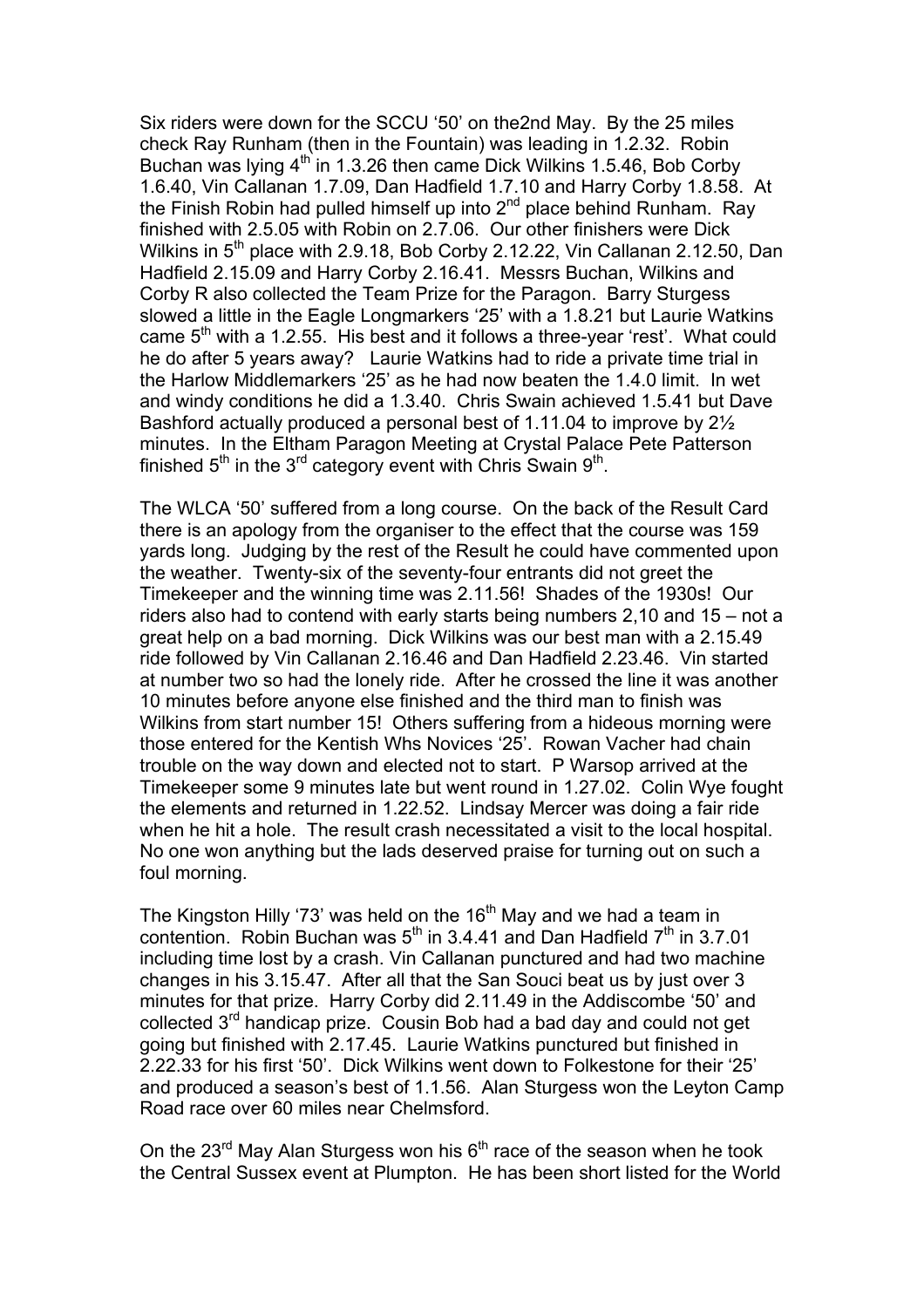Six riders were down for the SCCU '50' on the2nd May. By the 25 miles check Ray Runham (then in the Fountain) was leading in 1.2.32. Robin Buchan was lying 4th in 1.3.26 then came Dick Wilkins 1.5.46, Bob Corby 1.6.40, Vin Callanan 1.7.09, Dan Hadfield 1.7.10 and Harry Corby 1.8.58. At the Finish Robin had pulled himself up into 2nd place behind Runham. Ray finished with 2.5.05 with Robin on 2.7.06. Our other finishers were Dick Wilkins in 5th place with 2.9.18, Bob Corby 2.12.22, Vin Callanan 2.12.50, Dan Hadfield 2.15.09 and Harry Corby 2.16.41. Messrs Buchan, Wilkins and Corby R also collected the Team Prize for the Paragon. Barry Sturgess slowed a little in the Eagle Longmarkers '25' with a 1.8.21 but Laurie Watkins came 5th with a 1.2.55. His best and it follows a three-year 'rest'. What could he do after 5 years away? Laurie Watkins had to ride a private time trial in the Harlow Middlemarkers '25' as he had now beaten the 1.4.0 limit. In wet and windy conditions he did a 1.3.40. Chris Swain achieved 1.5.41 but Dave Bashford actually produced a personal best of 1.11.04 to improve by 2½ minutes. In the Eltham Paragon Meeting at Crystal Palace Pete Patterson finished 5th in the 3rd category event with Chris Swain 9th.

The WLCA '50' suffered from a long course. On the back of the Result Card there is an apology from the organiser to the effect that the course was 159 yards long. Judging by the rest of the Result he could have commented upon the weather. Twenty-six of the seventy-four entrants did not greet the Timekeeper and the winning time was 2.11.56! Shades of the 1930s! Our riders also had to contend with early starts being numbers 2,10 and 15 – not a great help on a bad morning. Dick Wilkins was our best man with a 2.15.49 ride followed by Vin Callanan 2.16.46 and Dan Hadfield 2.23.46. Vin started at number two so had the lonely ride. After he crossed the line it was another 10 minutes before anyone else finished and the third man to finish was Wilkins from start number 15! Others suffering from a hideous morning were those entered for the Kentish Whs Novices '25'. Rowan Vacher had chain trouble on the way down and elected not to start. P Warsop arrived at the Timekeeper some 9 minutes late but went round in 1.27.02. Colin Wye fought the elements and returned in 1.22.52. Lindsay Mercer was doing a fair ride when he hit a hole. The result crash necessitated a visit to the local hospital. No one won anything but the lads deserved praise for turning out on such a foul morning.

The Kingston Hilly '73' was held on the 16th May and we had a team in contention. Robin Buchan was 5th in 3.4.41 and Dan Hadfield 7th in 3.7.01 including time lost by a crash. Vin Callanan punctured and had two machine changes in his 3.15.47. After all that the San Souci beat us by just over 3 minutes for that prize. Harry Corby did 2.11.49 in the Addiscombe '50' and collected 3rd handicap prize. Cousin Bob had a bad day and could not get going but finished with 2.17.45. Laurie Watkins punctured but finished in 2.22.33 for his first '50'. Dick Wilkins went down to Folkestone for their '25' and produced a season's best of 1.1.56. Alan Sturgess won the Leyton Camp Road race over 60 miles near Chelmsford.

On the 23rd May Alan Sturgess won his 6th race of the season when he took the Central Sussex event at Plumpton. He has been short listed for the World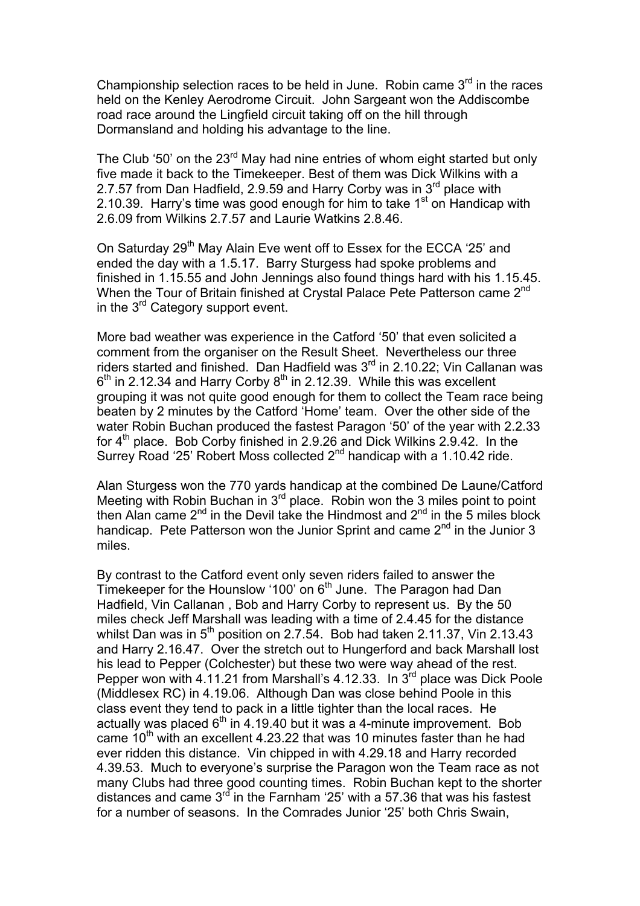Championship selection races to be held in June. Robin came 3rd in the races held on the Kenley Aerodrome Circuit. John Sargeant won the Addiscombe road race around the Lingfield circuit taking off on the hill through Dormansland and holding his advantage to the line.

The Club '50' on the 23rd May had nine entries of whom eight started but only five made it back to the Timekeeper. Best of them was Dick Wilkins with a 2.7.57 from Dan Hadfield, 2.9.59 and Harry Corby was in 3rd place with 2.10.39. Harry's time was good enough for him to take 1st on Handicap with 2.6.09 from Wilkins 2.7.57 and Laurie Watkins 2.8.46.

On Saturday 29th May Alain Eve went off to Essex for the ECCA '25' and ended the day with a 1.5.17. Barry Sturgess had spoke problems and finished in 1.15.55 and John Jennings also found things hard with his 1.15.45. When the Tour of Britain finished at Crystal Palace Pete Patterson came 2nd in the 3rd Category support event.

More bad weather was experience in the Catford '50' that even solicited a comment from the organiser on the Result Sheet. Nevertheless our three riders started and finished. Dan Hadfield was 3rd in 2.10.22; Vin Callanan was 6th in 2.12.34 and Harry Corby 8th in 2.12.39. While this was excellent grouping it was not quite good enough for them to collect the Team race being beaten by 2 minutes by the Catford 'Home' team. Over the other side of the water Robin Buchan produced the fastest Paragon '50' of the year with 2.2.33 for 4th place. Bob Corby finished in 2.9.26 and Dick Wilkins 2.9.42. In the Surrey Road '25' Robert Moss collected 2nd handicap with a 1.10.42 ride.

Alan Sturgess won the 770 yards handicap at the combined De Laune/Catford Meeting with Robin Buchan in 3rd place. Robin won the 3 miles point to point then Alan came 2nd in the Devil take the Hindmost and 2nd in the 5 miles block handicap. Pete Patterson won the Junior Sprint and came 2nd in the Junior 3 miles.

By contrast to the Catford event only seven riders failed to answer the Timekeeper for the Hounslow '100' on 6th June. The Paragon had Dan Hadfield, Vin Callanan , Bob and Harry Corby to represent us. By the 50 miles check Jeff Marshall was leading with a time of 2.4.45 for the distance whilst Dan was in 5th position on 2.7.54. Bob had taken 2.11.37, Vin 2.13.43 and Harry 2.16.47. Over the stretch out to Hungerford and back Marshall lost his lead to Pepper (Colchester) but these two were way ahead of the rest. Pepper won with 4.11.21 from Marshall's 4.12.33. In 3rd place was Dick Poole (Middlesex RC) in 4.19.06. Although Dan was close behind Poole in this class event they tend to pack in a little tighter than the local races. He actually was placed 6th in 4.19.40 but it was a 4-minute improvement. Bob came 10th with an excellent 4.23.22 that was 10 minutes faster than he had ever ridden this distance. Vin chipped in with 4.29.18 and Harry recorded 4.39.53. Much to everyone's surprise the Paragon won the Team race as not many Clubs had three good counting times. Robin Buchan kept to the shorter distances and came 3rd in the Farnham '25' with a 57.36 that was his fastest for a number of seasons. In the Comrades Junior '25' both Chris Swain,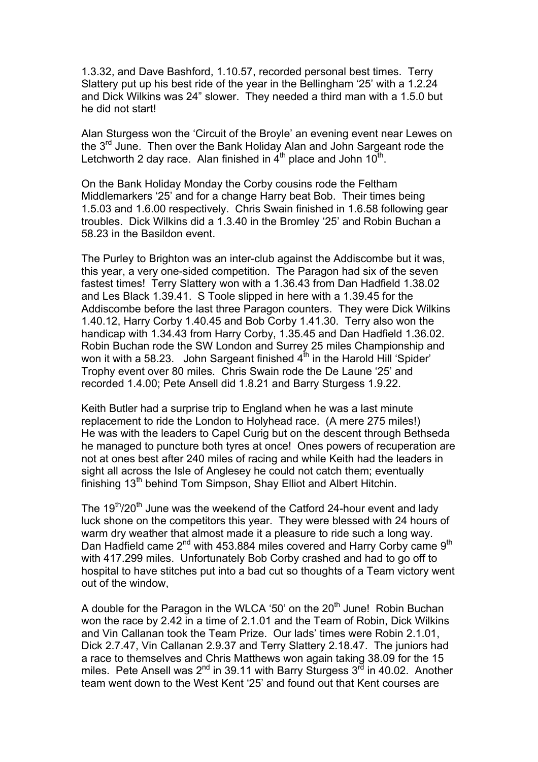1.3.32, and Dave Bashford, 1.10.57, recorded personal best times. Terry Slattery put up his best ride of the year in the Bellingham '25' with a 1.2.24 and Dick Wilkins was 24" slower. They needed a third man with a 1.5.0 but he did not start!

Alan Sturgess won the 'Circuit of the Broyle' an evening event near Lewes on the 3rd June. Then over the Bank Holiday Alan and John Sargeant rode the Letchworth 2 day race. Alan finished in 4th place and John 10th.

On the Bank Holiday Monday the Corby cousins rode the Feltham Middlemarkers '25' and for a change Harry beat Bob. Their times being 1.5.03 and 1.6.00 respectively. Chris Swain finished in 1.6.58 following gear troubles. Dick Wilkins did a 1.3.40 in the Bromley '25' and Robin Buchan a 58.23 in the Basildon event.

The Purley to Brighton was an inter-club against the Addiscombe but it was, this year, a very one-sided competition. The Paragon had six of the seven fastest times! Terry Slattery won with a 1.36.43 from Dan Hadfield 1.38.02 and Les Black 1.39.41. S Toole slipped in here with a 1.39.45 for the Addiscombe before the last three Paragon counters. They were Dick Wilkins 1.40.12, Harry Corby 1.40.45 and Bob Corby 1.41.30. Terry also won the handicap with 1.34.43 from Harry Corby, 1.35.45 and Dan Hadfield 1.36.02. Robin Buchan rode the SW London and Surrey 25 miles Championship and won it with a 58.23. John Sargeant finished 4th in the Harold Hill 'Spider' Trophy event over 80 miles. Chris Swain rode the De Laune '25' and recorded 1.4.00; Pete Ansell did 1.8.21 and Barry Sturgess 1.9.22.

Keith Butler had a surprise trip to England when he was a last minute replacement to ride the London to Holyhead race. (A mere 275 miles!) He was with the leaders to Capel Curig but on the descent through Bethseda he managed to puncture both tyres at once! Ones powers of recuperation are not at ones best after 240 miles of racing and while Keith had the leaders in sight all across the Isle of Anglesey he could not catch them; eventually finishing 13th behind Tom Simpson, Shay Elliot and Albert Hitchin.

The 19th/20th June was the weekend of the Catford 24-hour event and lady luck shone on the competitors this year. They were blessed with 24 hours of warm dry weather that almost made it a pleasure to ride such a long way. Dan Hadfield came 2nd with 453.884 miles covered and Harry Corby came 9th with 417.299 miles. Unfortunately Bob Corby crashed and had to go off to hospital to have stitches put into a bad cut so thoughts of a Team victory went out of the window,

A double for the Paragon in the WLCA '50' on the 20th June! Robin Buchan won the race by 2.42 in a time of 2.1.01 and the Team of Robin, Dick Wilkins and Vin Callanan took the Team Prize. Our lads' times were Robin 2.1.01, Dick 2.7.47, Vin Callanan 2.9.37 and Terry Slattery 2.18.47. The juniors had a race to themselves and Chris Matthews won again taking 38.09 for the 15 miles. Pete Ansell was 2nd in 39.11 with Barry Sturgess 3rd in 40.02. Another team went down to the West Kent '25' and found out that Kent courses are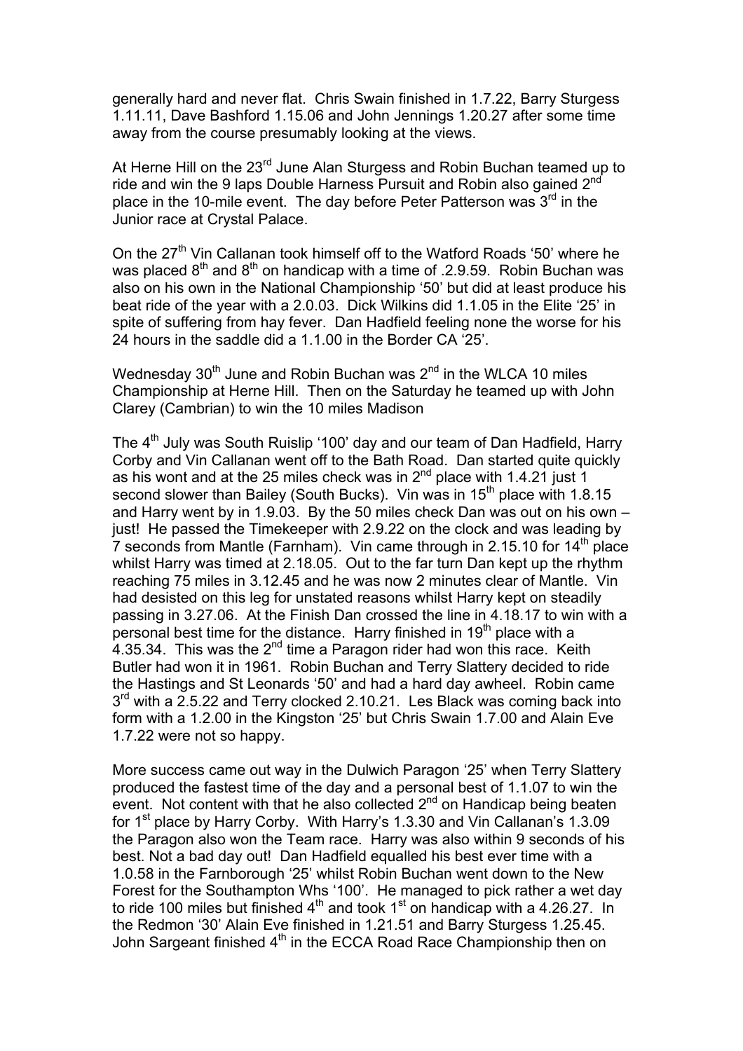generally hard and never flat. Chris Swain finished in 1.7.22, Barry Sturgess 1.11.11, Dave Bashford 1.15.06 and John Jennings 1.20.27 after some time away from the course presumably looking at the views.

At Herne Hill on the 23rd June Alan Sturgess and Robin Buchan teamed up to ride and win the 9 laps Double Harness Pursuit and Robin also gained 2nd place in the 10-mile event. The day before Peter Patterson was 3rd in the Junior race at Crystal Palace.

On the 27th Vin Callanan took himself off to the Watford Roads '50' where he was placed 8th and 8th on handicap with a time of .2.9.59. Robin Buchan was also on his own in the National Championship '50' but did at least produce his beat ride of the year with a 2.0.03. Dick Wilkins did 1.1.05 in the Elite '25' in spite of suffering from hay fever. Dan Hadfield feeling none the worse for his 24 hours in the saddle did a 1.1.00 in the Border CA '25'.

Wednesday 30th June and Robin Buchan was 2nd in the WLCA 10 miles Championship at Herne Hill. Then on the Saturday he teamed up with John Clarey (Cambrian) to win the 10 miles Madison

The 4th July was South Ruislip '100' day and our team of Dan Hadfield, Harry Corby and Vin Callanan went off to the Bath Road. Dan started quite quickly as his wont and at the 25 miles check was in 2nd place with 1.4.21 just 1 second slower than Bailey (South Bucks). Vin was in 15th place with 1.8.15 and Harry went by in 1.9.03. By the 50 miles check Dan was out on his own – just! He passed the Timekeeper with 2.9.22 on the clock and was leading by 7 seconds from Mantle (Farnham). Vin came through in 2.15.10 for 14th place whilst Harry was timed at 2.18.05. Out to the far turn Dan kept up the rhythm reaching 75 miles in 3.12.45 and he was now 2 minutes clear of Mantle. Vin had desisted on this leg for unstated reasons whilst Harry kept on steadily passing in 3.27.06. At the Finish Dan crossed the line in 4.18.17 to win with a personal best time for the distance. Harry finished in 19th place with a 4.35.34. This was the 2nd time a Paragon rider had won this race. Keith Butler had won it in 1961. Robin Buchan and Terry Slattery decided to ride the Hastings and St Leonards '50' and had a hard day awheel. Robin came 3rd with a 2.5.22 and Terry clocked 2.10.21. Les Black was coming back into form with a 1.2.00 in the Kingston '25' but Chris Swain 1.7.00 and Alain Eve 1.7.22 were not so happy.

More success came out way in the Dulwich Paragon '25' when Terry Slattery produced the fastest time of the day and a personal best of 1.1.07 to win the event. Not content with that he also collected 2nd on Handicap being beaten for 1st place by Harry Corby. With Harry's 1.3.30 and Vin Callanan's 1.3.09 the Paragon also won the Team race. Harry was also within 9 seconds of his best. Not a bad day out! Dan Hadfield equalled his best ever time with a 1.0.58 in the Farnborough '25' whilst Robin Buchan went down to the New Forest for the Southampton Whs '100'. He managed to pick rather a wet day to ride 100 miles but finished 4th and took 1st on handicap with a 4.26.27. In the Redmon '30' Alain Eve finished in 1.21.51 and Barry Sturgess 1.25.45. John Sargeant finished 4th in the ECCA Road Race Championship then on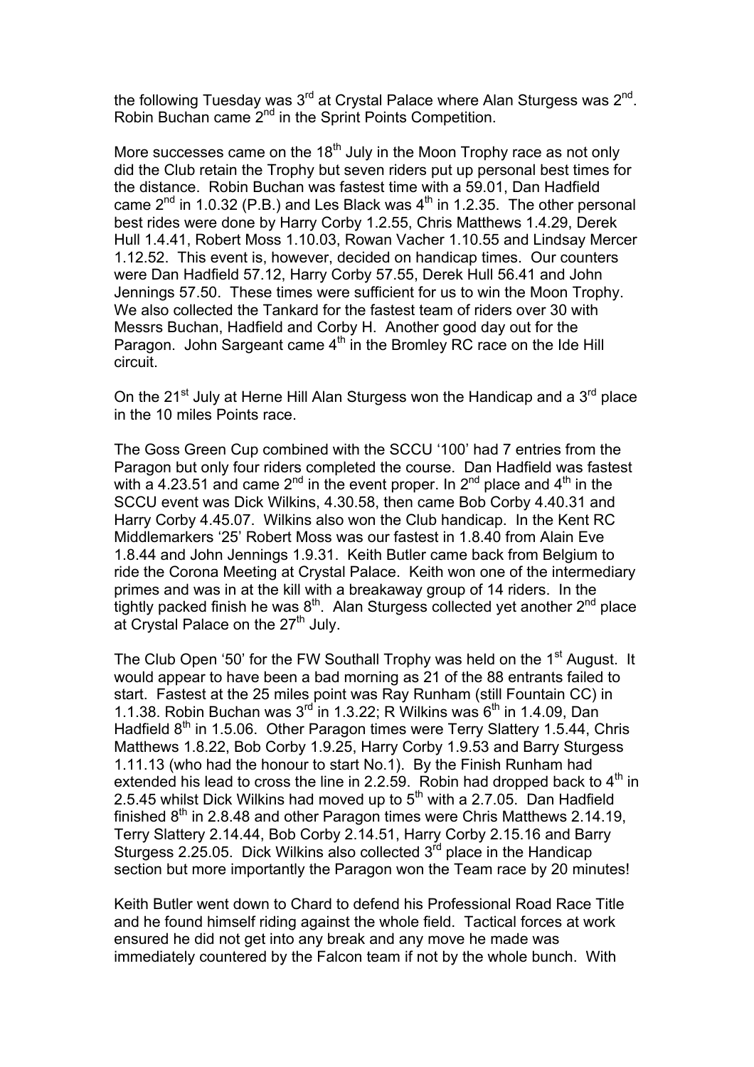the following Tuesday was 3rd at Crystal Palace where Alan Sturgess was 2nd. Robin Buchan came 2nd in the Sprint Points Competition.

More successes came on the 18th July in the Moon Trophy race as not only did the Club retain the Trophy but seven riders put up personal best times for the distance. Robin Buchan was fastest time with a 59.01, Dan Hadfield came 2nd in 1.0.32 (P.B.) and Les Black was 4th in 1.2.35. The other personal best rides were done by Harry Corby 1.2.55, Chris Matthews 1.4.29, Derek Hull 1.4.41, Robert Moss 1.10.03, Rowan Vacher 1.10.55 and Lindsay Mercer 1.12.52. This event is, however, decided on handicap times. Our counters were Dan Hadfield 57.12, Harry Corby 57.55, Derek Hull 56.41 and John Jennings 57.50. These times were sufficient for us to win the Moon Trophy. We also collected the Tankard for the fastest team of riders over 30 with Messrs Buchan, Hadfield and Corby H. Another good day out for the Paragon. John Sargeant came 4th in the Bromley RC race on the Ide Hill circuit.

On the 21st July at Herne Hill Alan Sturgess won the Handicap and a 3rd place in the 10 miles Points race.

The Goss Green Cup combined with the SCCU '100' had 7 entries from the Paragon but only four riders completed the course. Dan Hadfield was fastest with a 4.23.51 and came 2nd in the event proper. In 2nd place and 4th in the SCCU event was Dick Wilkins, 4.30.58, then came Bob Corby 4.40.31 and Harry Corby 4.45.07. Wilkins also won the Club handicap. In the Kent RC Middlemarkers '25' Robert Moss was our fastest in 1.8.40 from Alain Eve 1.8.44 and John Jennings 1.9.31. Keith Butler came back from Belgium to ride the Corona Meeting at Crystal Palace. Keith won one of the intermediary primes and was in at the kill with a breakaway group of 14 riders. In the tightly packed finish he was 8th. Alan Sturgess collected yet another 2nd place at Crystal Palace on the 27th July.

The Club Open '50' for the FW Southall Trophy was held on the 1st August. It would appear to have been a bad morning as 21 of the 88 entrants failed to start. Fastest at the 25 miles point was Ray Runham (still Fountain CC) in 1.1.38. Robin Buchan was 3rd in 1.3.22; R Wilkins was 6th in 1.4.09, Dan Hadfield 8th in 1.5.06. Other Paragon times were Terry Slattery 1.5.44, Chris Matthews 1.8.22, Bob Corby 1.9.25, Harry Corby 1.9.53 and Barry Sturgess 1.11.13 (who had the honour to start No.1). By the Finish Runham had extended his lead to cross the line in 2.2.59. Robin had dropped back to 4th in 2.5.45 whilst Dick Wilkins had moved up to 5th with a 2.7.05. Dan Hadfield finished 8th in 2.8.48 and other Paragon times were Chris Matthews 2.14.19, Terry Slattery 2.14.44, Bob Corby 2.14.51, Harry Corby 2.15.16 and Barry Sturgess 2.25.05. Dick Wilkins also collected 3rd place in the Handicap section but more importantly the Paragon won the Team race by 20 minutes!

Keith Butler went down to Chard to defend his Professional Road Race Title and he found himself riding against the whole field. Tactical forces at work ensured he did not get into any break and any move he made was immediately countered by the Falcon team if not by the whole bunch. With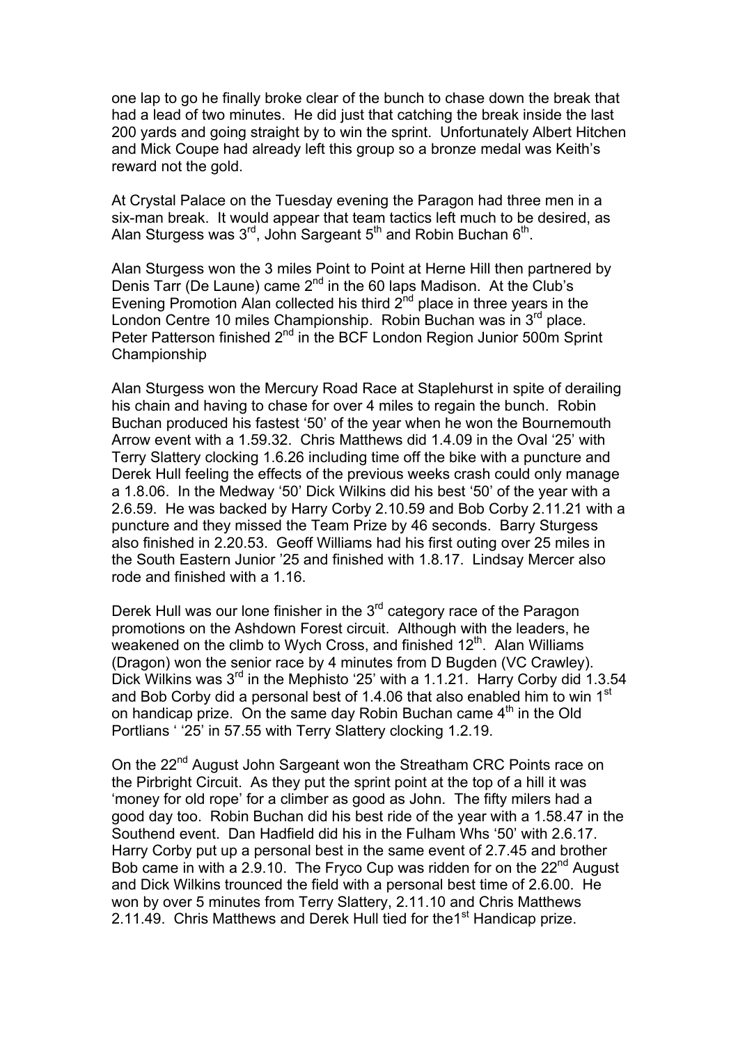one lap to go he finally broke clear of the bunch to chase down the break that had a lead of two minutes. He did just that catching the break inside the last 200 yards and going straight by to win the sprint. Unfortunately Albert Hitchen and Mick Coupe had already left this group so a bronze medal was Keith's reward not the gold.

At Crystal Palace on the Tuesday evening the Paragon had three men in a six-man break. It would appear that team tactics left much to be desired, as Alan Sturgess was 3rd, John Sargeant 5th and Robin Buchan 6th.

Alan Sturgess won the 3 miles Point to Point at Herne Hill then partnered by Denis Tarr (De Laune) came 2nd in the 60 laps Madison. At the Club's Evening Promotion Alan collected his third 2nd place in three years in the London Centre 10 miles Championship. Robin Buchan was in 3rd place. Peter Patterson finished 2nd in the BCF London Region Junior 500m Sprint Championship

Alan Sturgess won the Mercury Road Race at Staplehurst in spite of derailing his chain and having to chase for over 4 miles to regain the bunch. Robin Buchan produced his fastest '50' of the year when he won the Bournemouth Arrow event with a 1.59.32. Chris Matthews did 1.4.09 in the Oval '25' with Terry Slattery clocking 1.6.26 including time off the bike with a puncture and Derek Hull feeling the effects of the previous weeks crash could only manage a 1.8.06. In the Medway '50' Dick Wilkins did his best '50' of the year with a 2.6.59. He was backed by Harry Corby 2.10.59 and Bob Corby 2.11.21 with a puncture and they missed the Team Prize by 46 seconds. Barry Sturgess also finished in 2.20.53. Geoff Williams had his first outing over 25 miles in the South Eastern Junior '25 and finished with 1.8.17. Lindsay Mercer also rode and finished with a 1.16.

Derek Hull was our lone finisher in the 3rd category race of the Paragon promotions on the Ashdown Forest circuit. Although with the leaders, he weakened on the climb to Wych Cross, and finished 12th. Alan Williams (Dragon) won the senior race by 4 minutes from D Bugden (VC Crawley). Dick Wilkins was 3rd in the Mephisto '25' with a 1.1.21. Harry Corby did 1.3.54 and Bob Corby did a personal best of 1.4.06 that also enabled him to win 1st on handicap prize. On the same day Robin Buchan came 4th in the Old Portlians ' '25' in 57.55 with Terry Slattery clocking 1.2.19.

On the 22nd August John Sargeant won the Streatham CRC Points race on the Pirbright Circuit. As they put the sprint point at the top of a hill it was 'money for old rope' for a climber as good as John. The fifty milers had a good day too. Robin Buchan did his best ride of the year with a 1.58.47 in the Southend event. Dan Hadfield did his in the Fulham Whs '50' with 2.6.17. Harry Corby put up a personal best in the same event of 2.7.45 and brother Bob came in with a 2.9.10. The Fryco Cup was ridden for on the 22nd August and Dick Wilkins trounced the field with a personal best time of 2.6.00. He won by over 5 minutes from Terry Slattery, 2.11.10 and Chris Matthews 2.11.49. Chris Matthews and Derek Hull tied for the1st Handicap prize.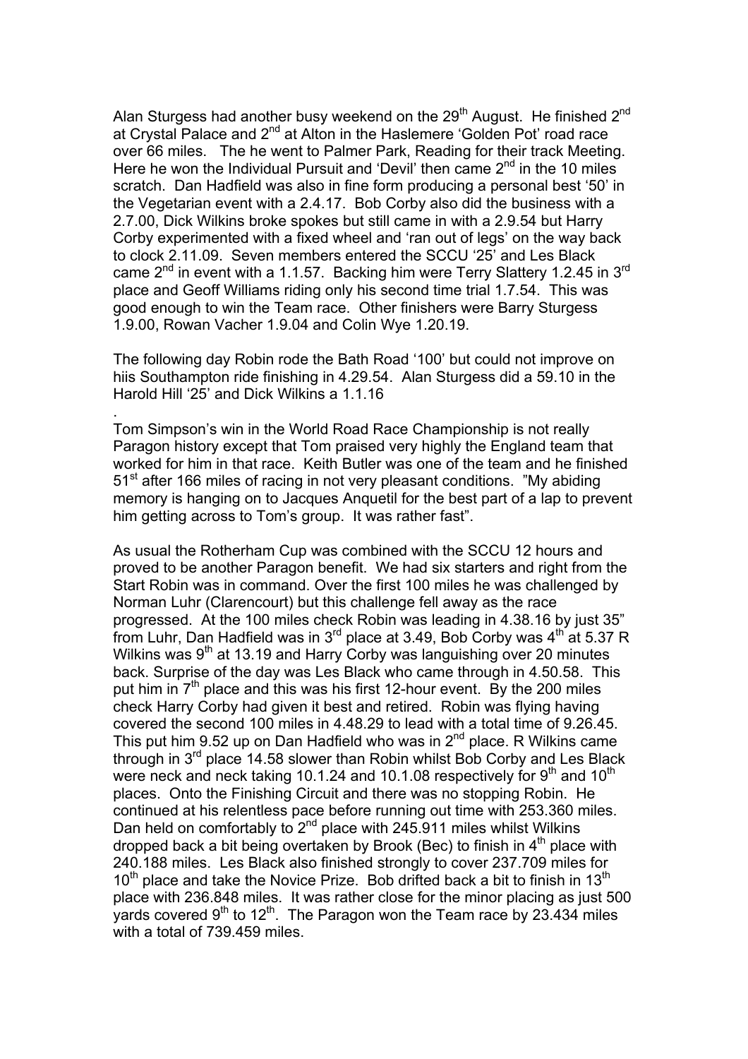Alan Sturgess had another busy weekend on the 29th August. He finished 2nd at Crystal Palace and 2nd at Alton in the Haslemere 'Golden Pot' road race over 66 miles. The he went to Palmer Park, Reading for their track Meeting. Here he won the Individual Pursuit and 'Devil' then came 2nd in the 10 miles scratch. Dan Hadfield was also in fine form producing a personal best '50' in the Vegetarian event with a 2.4.17. Bob Corby also did the business with a 2.7.00, Dick Wilkins broke spokes but still came in with a 2.9.54 but Harry Corby experimented with a fixed wheel and 'ran out of legs' on the way back to clock 2.11.09. Seven members entered the SCCU '25' and Les Black came 2nd in event with a 1.1.57. Backing him were Terry Slattery 1.2.45 in 3rd place and Geoff Williams riding only his second time trial 1.7.54. This was good enough to win the Team race. Other finishers were Barry Sturgess 1.9.00, Rowan Vacher 1.9.04 and Colin Wye 1.20.19.

The following day Robin rode the Bath Road '100' but could not improve on hiis Southampton ride finishing in 4.29.54. Alan Sturgess did a 59.10 in the Harold Hill '25' and Dick Wilkins a 1.1.16

.

Tom Simpson's win in the World Road Race Championship is not really Paragon history except that Tom praised very highly the England team that worked for him in that race. Keith Butler was one of the team and he finished 51st after 166 miles of racing in not very pleasant conditions. "My abiding memory is hanging on to Jacques Anquetil for the best part of a lap to prevent him getting across to Tom's group. It was rather fast".

As usual the Rotherham Cup was combined with the SCCU 12 hours and proved to be another Paragon benefit. We had six starters and right from the Start Robin was in command. Over the first 100 miles he was challenged by Norman Luhr (Clarencourt) but this challenge fell away as the race progressed. At the 100 miles check Robin was leading in 4.38.16 by just 35" from Luhr, Dan Hadfield was in 3rd place at 3.49, Bob Corby was 4th at 5.37 R Wilkins was 9th at 13.19 and Harry Corby was languishing over 20 minutes back. Surprise of the day was Les Black who came through in 4.50.58. This put him in 7th place and this was his first 12-hour event. By the 200 miles check Harry Corby had given it best and retired. Robin was flying having covered the second 100 miles in 4.48.29 to lead with a total time of 9.26.45. This put him 9.52 up on Dan Hadfield who was in 2nd place. R Wilkins came through in 3rd place 14.58 slower than Robin whilst Bob Corby and Les Black were neck and neck taking 10.1.24 and 10.1.08 respectively for 9th and 10th places. Onto the Finishing Circuit and there was no stopping Robin. He continued at his relentless pace before running out time with 253.360 miles. Dan held on comfortably to 2nd place with 245.911 miles whilst Wilkins dropped back a bit being overtaken by Brook (Bec) to finish in 4th place with 240.188 miles. Les Black also finished strongly to cover 237.709 miles for 10th place and take the Novice Prize. Bob drifted back a bit to finish in 13th place with 236.848 miles. It was rather close for the minor placing as just 500 yards covered 9th to 12th. The Paragon won the Team race by 23.434 miles with a total of 739.459 miles.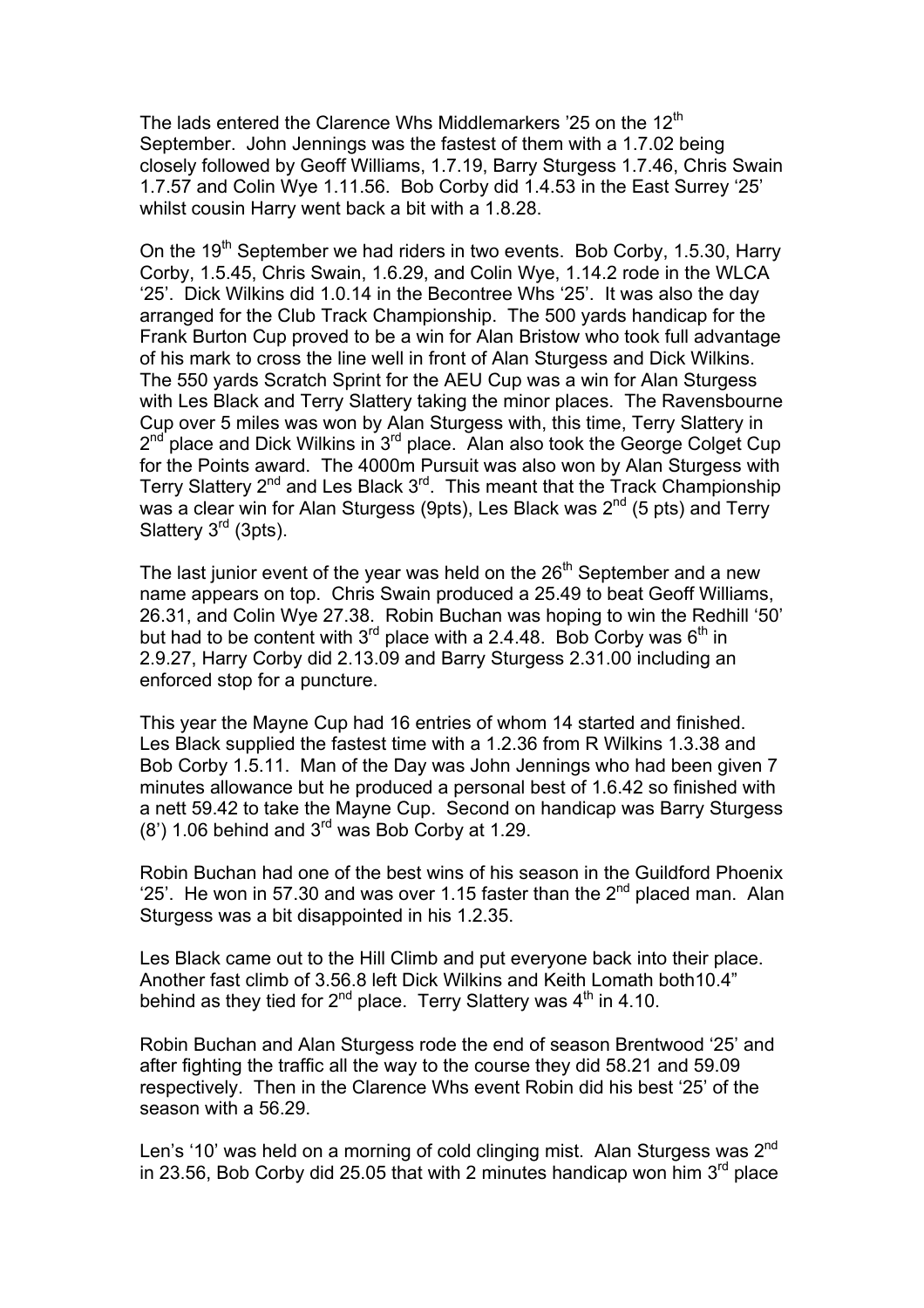The lads entered the Clarence Whs Middlemarkers '25 on the 12th September. John Jennings was the fastest of them with a 1.7.02 being closely followed by Geoff Williams, 1.7.19, Barry Sturgess 1.7.46, Chris Swain 1.7.57 and Colin Wye 1.11.56. Bob Corby did 1.4.53 in the East Surrey '25' whilst cousin Harry went back a bit with a 1.8.28.

On the 19th September we had riders in two events. Bob Corby, 1.5.30, Harry Corby, 1.5.45, Chris Swain, 1.6.29, and Colin Wye, 1.14.2 rode in the WLCA '25'. Dick Wilkins did 1.0.14 in the Becontree Whs '25'. It was also the day arranged for the Club Track Championship. The 500 yards handicap for the Frank Burton Cup proved to be a win for Alan Bristow who took full advantage of his mark to cross the line well in front of Alan Sturgess and Dick Wilkins. The 550 yards Scratch Sprint for the AEU Cup was a win for Alan Sturgess with Les Black and Terry Slattery taking the minor places. The Ravensbourne Cup over 5 miles was won by Alan Sturgess with, this time, Terry Slattery in 2nd place and Dick Wilkins in 3rd place. Alan also took the George Colget Cup for the Points award. The 4000m Pursuit was also won by Alan Sturgess with Terry Slattery 2nd and Les Black 3rd. This meant that the Track Championship was a clear win for Alan Sturgess (9pts), Les Black was 2nd (5 pts) and Terry Slattery 3rd (3pts).

The last junior event of the year was held on the 26th September and a new name appears on top. Chris Swain produced a 25.49 to beat Geoff Williams, 26.31, and Colin Wye 27.38. Robin Buchan was hoping to win the Redhill '50' but had to be content with 3rd place with a 2.4.48. Bob Corby was 6th in 2.9.27, Harry Corby did 2.13.09 and Barry Sturgess 2.31.00 including an enforced stop for a puncture.

This year the Mayne Cup had 16 entries of whom 14 started and finished. Les Black supplied the fastest time with a 1.2.36 from R Wilkins 1.3.38 and Bob Corby 1.5.11. Man of the Day was John Jennings who had been given 7 minutes allowance but he produced a personal best of 1.6.42 so finished with a nett 59.42 to take the Mayne Cup. Second on handicap was Barry Sturgess (8') 1.06 behind and 3rd was Bob Corby at 1.29.

Robin Buchan had one of the best wins of his season in the Guildford Phoenix '25'. He won in 57.30 and was over 1.15 faster than the 2nd placed man. Alan Sturgess was a bit disappointed in his 1.2.35.

Les Black came out to the Hill Climb and put everyone back into their place. Another fast climb of 3.56.8 left Dick Wilkins and Keith Lomath both10.4" behind as they tied for 2nd place. Terry Slattery was 4th in 4.10.

Robin Buchan and Alan Sturgess rode the end of season Brentwood '25' and after fighting the traffic all the way to the course they did 58.21 and 59.09 respectively. Then in the Clarence Whs event Robin did his best '25' of the season with a 56.29.

Len's '10' was held on a morning of cold clinging mist. Alan Sturgess was 2nd in 23.56, Bob Corby did 25.05 that with 2 minutes handicap won him 3rd place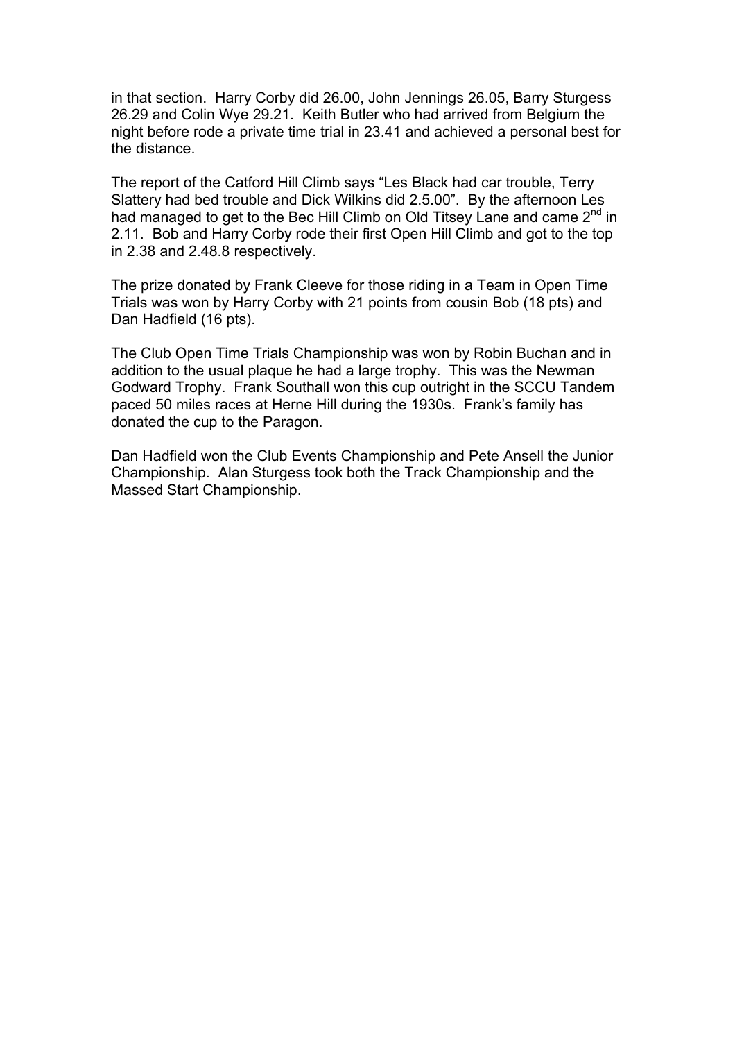in that section. Harry Corby did 26.00, John Jennings 26.05, Barry Sturgess 26.29 and Colin Wye 29.21. Keith Butler who had arrived from Belgium the night before rode a private time trial in 23.41 and achieved a personal best for the distance.

The report of the Catford Hill Climb says "Les Black had car trouble, Terry Slattery had bed trouble and Dick Wilkins did 2.5.00". By the afternoon Les had managed to get to the Bec Hill Climb on Old Titsey Lane and came 2nd in 2.11. Bob and Harry Corby rode their first Open Hill Climb and got to the top in 2.38 and 2.48.8 respectively.

The prize donated by Frank Cleeve for those riding in a Team in Open Time Trials was won by Harry Corby with 21 points from cousin Bob (18 pts) and Dan Hadfield (16 pts).

The Club Open Time Trials Championship was won by Robin Buchan and in addition to the usual plaque he had a large trophy. This was the Newman Godward Trophy. Frank Southall won this cup outright in the SCCU Tandem paced 50 miles races at Herne Hill during the 1930s. Frank's family has donated the cup to the Paragon.

Dan Hadfield won the Club Events Championship and Pete Ansell the Junior Championship. Alan Sturgess took both the Track Championship and the Massed Start Championship.